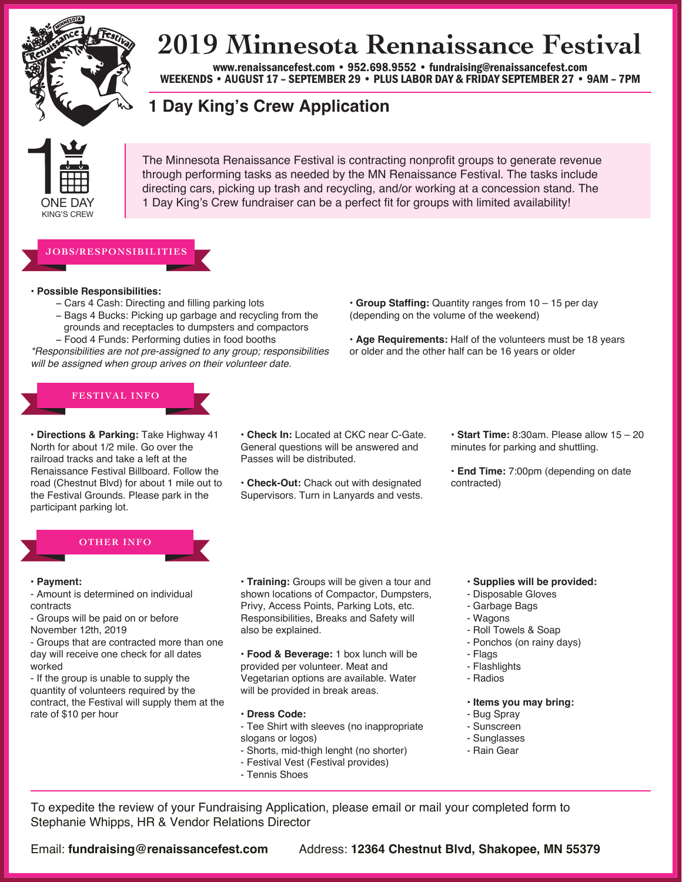# 2019 Minnesota Renaissance Festival

**www.renaissancefest.com • 952.698.9552 • fundraising@renaissancefest.com**
**WEEKENDS • AUGUST 17 – SEPTEMBER 29 • PLUS LABOR DAY & FRIDAY SEPTEMBER 27 • 9AM – 7PM**

## 1 Day King's Crew Application

1 ONE DAY KING'S CREW

The Minnesota Renaissance Festival is contracting nonprofit groups to generate revenue through performing tasks as needed by the MN Renaissance Festival. The tasks include directing cars, picking up trash and recycling, and/or working at a concession stand. The 1 Day King's Crew fundraiser can be a perfect fit for groups with limited availability!

### JOBS/RESPONSIBILITIES

- **Possible Responsibilities:**
  - – Cars 4 Cash: Directing and filling parking lots
  - – Bags 4 Bucks: Picking up garbage and recycling from the grounds and receptacles to dumpsters and compactors
  - – Food 4 Funds: Performing duties in food booths

*\*Responsibilities are not pre-assigned to any group; responsibilities will be assigned when group arives on their volunteer date.*

- **Group Staffing:** Quantity ranges from 10 – 15 per day (depending on the volume of the weekend)
- **Age Requirements:** Half of the volunteers must be 18 years or older and the other half can be 16 years or older

### FESTIVAL INFO

- **Directions & Parking:** Take Highway 41 North for about 1/2 mile. Go over the railroad tracks and take a left at the Renaissance Festival Billboard. Follow the road (Chestnut Blvd) for about 1 mile out to the Festival Grounds. Please park in the participant parking lot.
- **Check In:** Located at CKC near C-Gate. General questions will be answered and Passes will be distributed.
- **Check-Out:** Chack out with designated Supervisors. Turn in Lanyards and vests.
- **Start Time:** 8:30am. Please allow 15 – 20 minutes for parking and shuttling.
- **End Time:** 7:00pm (depending on date contracted)

### OTHER INFO

- **Payment:**
  - Amount is determined on individual contracts
  - Groups will be paid on or before November 12th, 2019
  - Groups that are contracted more than one day will receive one check for all dates worked
  - If the group is unable to supply the quantity of volunteers required by the contract, the Festival will supply them at the rate of $10 per hour
- **Training:** Groups will be given a tour and shown locations of Compactor, Dumpsters, Privy, Access Points, Parking Lots, etc. Responsibilities, Breaks and Safety will also be explained.
- **Food & Beverage:** 1 box lunch will be provided per volunteer. Meat and Vegetarian options are available. Water will be provided in break areas.
- **Dress Code:**
  - Tee Shirt with sleeves (no inappropriate slogans or logos)
  - Shorts, mid-thigh lenght (no shorter)
  - Festival Vest (Festival provides)
  - Tennis Shoes
- **Supplies will be provided:**
  - Disposable Gloves
  - Garbage Bags
  - Wagons
  - Roll Towels & Soap
  - Ponchos (on rainy days)
  - Flags
  - Flashlights
  - Radios
- **Items you may bring:**
  - Bug Spray
  - Sunscreen
  - Sunglasses
  - Rain Gear

To expedite the review of your Fundraising Application, please email or mail your completed form to Stephanie Whipps, HR & Vendor Relations Director

Email: **fundraising@renaissancefest.com** Address: **12364 Chestnut Blvd, Shakopee, MN 55379**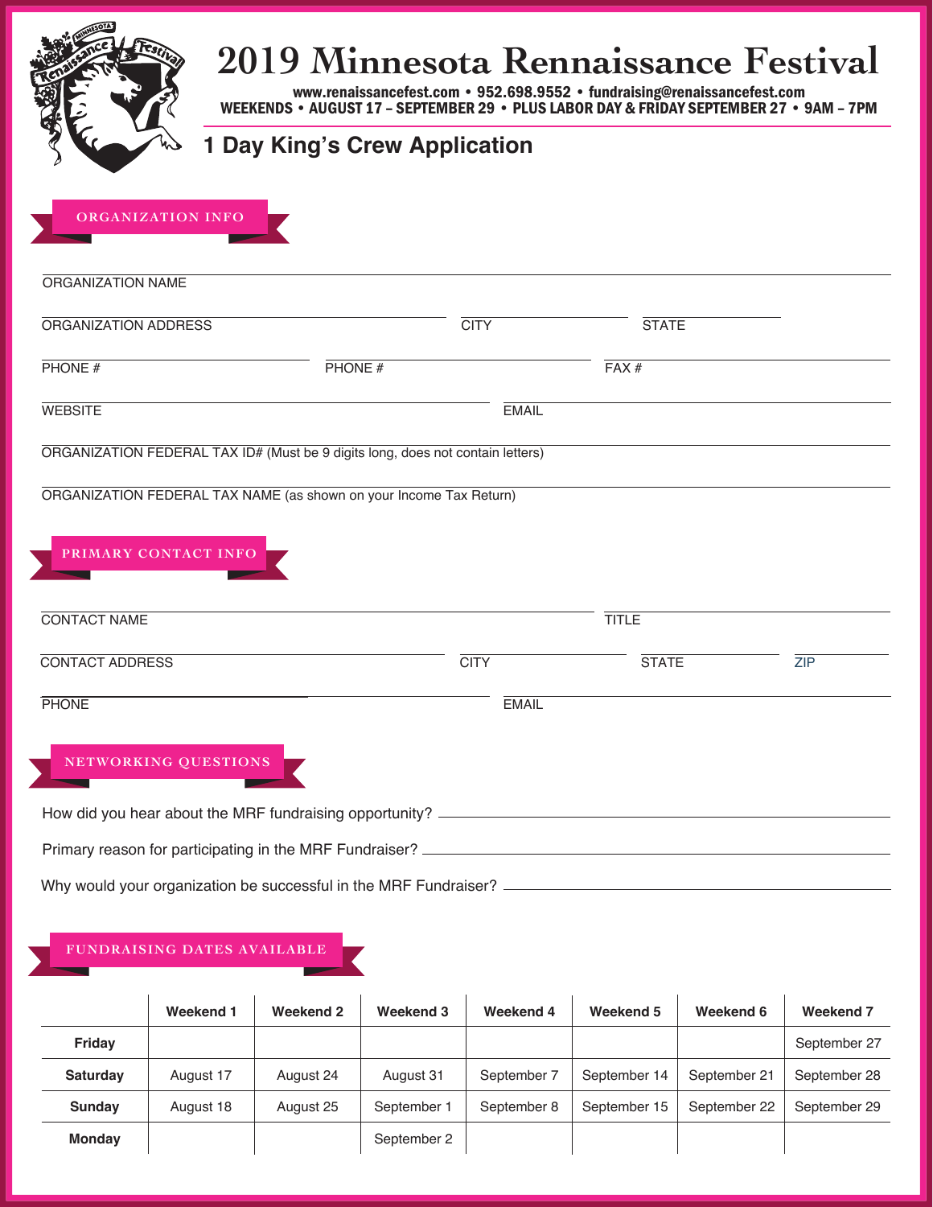# 2019 Minnesota Rennaissance Festival

**www.renaissancefest.com • 952.698.9552 • fundraising@renaissancefest.com**
**WEEKENDS • AUGUST 17 – SEPTEMBER 29 • PLUS LABOR DAY & FRIDAY SEPTEMBER 27 • 9AM – 7PM**

## 1 Day King's Crew Application

### ORGANIZATION INFO

ORGANIZATION NAME

ORGANIZATION ADDRESS | CITY | STATE

PHONE # | PHONE # | FAX #

WEBSITE | EMAIL

ORGANIZATION FEDERAL TAX ID# (Must be 9 digits long, does not contain letters)

ORGANIZATION FEDERAL TAX NAME (as shown on your Income Tax Return)

### PRIMARY CONTACT INFO

CONTACT NAME | TITLE

CONTACT ADDRESS | CITY | STATE | ZIP

PHONE | EMAIL

### NETWORKING QUESTIONS

How did you hear about the MRF fundraising opportunity?

Primary reason for participating in the MRF Fundraiser?

Why would your organization be successful in the MRF Fundraiser?

### FUNDRAISING DATES AVAILABLE

| | Weekend 1 | Weekend 2 | Weekend 3 | Weekend 4 | Weekend 5 | Weekend 6 | Weekend 7 |
|---|---|---|---|---|---|---|---|
| **Friday** | | | | | | | September 27 |
| **Saturday** | August 17 | August 24 | August 31 | September 7 | September 14 | September 21 | September 28 |
| **Sunday** | August 18 | August 25 | September 1 | September 8 | September 15 | September 22 | September 29 |
| **Monday** | | | September 2 | | | | |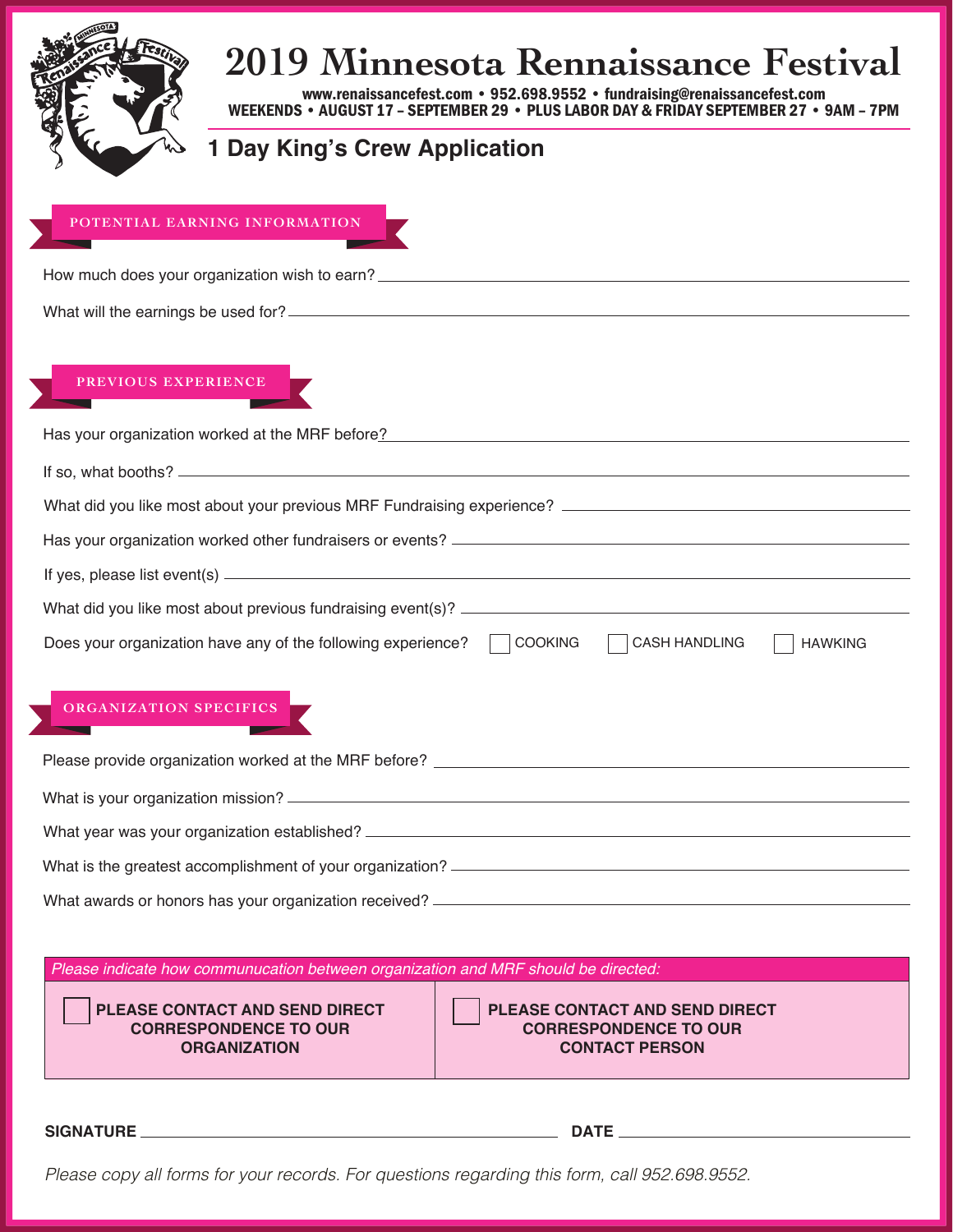# 2019 Minnesota Rennaissance Festival

**www.renaissancefest.com • 952.698.9552 • fundraising@renaissancefest.com**

**WEEKENDS • AUGUST 17 – SEPTEMBER 29 • PLUS LABOR DAY & FRIDAY SEPTEMBER 27 • 9AM – 7PM**

## 1 Day King's Crew Application

### POTENTIAL EARNING INFORMATION

How much does your organization wish to earn? ______________________________

What will the earnings be used for? ______________________________

### PREVIOUS EXPERIENCE

Has your organization worked at the MRF before? ______________________________

If so, what booths? ______________________________

What did you like most about your previous MRF Fundraising experience? ______________________________

Has your organization worked other fundraisers or events? ______________________________

If yes, please list event(s) ______________________________

What did you like most about previous fundraising event(s)? ______________________________

Does your organization have any of the following experience? ☐ COOKING ☐ CASH HANDLING ☐ HAWKING

### ORGANIZATION SPECIFICS

Please provide organization worked at the MRF before? ______________________________

What is your organization mission? ______________________________

What year was your organization established? ______________________________

What is the greatest accomplishment of your organization? ______________________________

What awards or honors has your organization received? ______________________________

*Please indicate how communucation between organization and MRF should be directed:*

☐ **PLEASE CONTACT AND SEND DIRECT CORRESPONDENCE TO OUR ORGANIZATION**

☐ **PLEASE CONTACT AND SEND DIRECT CORRESPONDENCE TO OUR CONTACT PERSON**

**SIGNATURE** ______________________________ **DATE** ______________________________

*Please copy all forms for your records. For questions regarding this form, call 952.698.9552.*